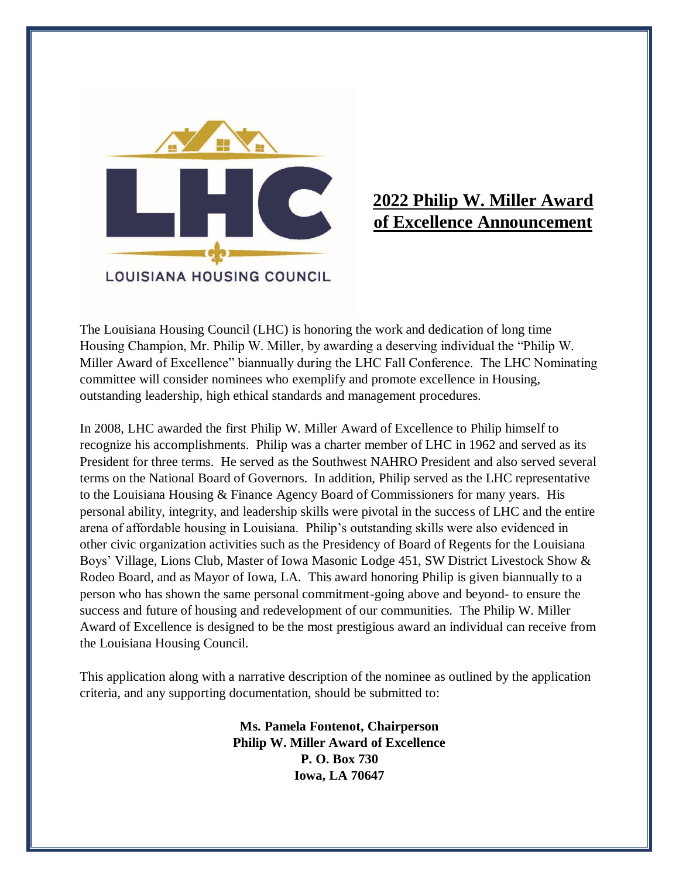LOUISIANA HOUSING COUNCIL

# 2022 Philip W. Miller Award of Excellence Announcement

The Louisiana Housing Council (LHC) is honoring the work and dedication of long time Housing Champion, Mr. Philip W. Miller, by awarding a deserving individual the "Philip W. Miller Award of Excellence" biannually during the LHC Fall Conference. The LHC Nominating committee will consider nominees who exemplify and promote excellence in Housing, outstanding leadership, high ethical standards and management procedures.

In 2008, LHC awarded the first Philip W. Miller Award of Excellence to Philip himself to recognize his accomplishments. Philip was a charter member of LHC in 1962 and served as its President for three terms. He served as the Southwest NAHRO President and also served several terms on the National Board of Governors. In addition, Philip served as the LHC representative to the Louisiana Housing & Finance Agency Board of Commissioners for many years. His personal ability, integrity, and leadership skills were pivotal in the success of LHC and the entire arena of affordable housing in Louisiana. Philip's outstanding skills were also evidenced in other civic organization activities such as the Presidency of Board of Regents for the Louisiana Boys' Village, Lions Club, Master of Iowa Masonic Lodge 451, SW District Livestock Show & Rodeo Board, and as Mayor of Iowa, LA. This award honoring Philip is given biannually to a person who has shown the same personal commitment-going above and beyond- to ensure the success and future of housing and redevelopment of our communities. The Philip W. Miller Award of Excellence is designed to be the most prestigious award an individual can receive from the Louisiana Housing Council.

This application along with a narrative description of the nominee as outlined by the application criteria, and any supporting documentation, should be submitted to:

**Ms. Pamela Fontenot, Chairperson**
**Philip W. Miller Award of Excellence**
**P. O. Box 730**
**Iowa, LA 70647**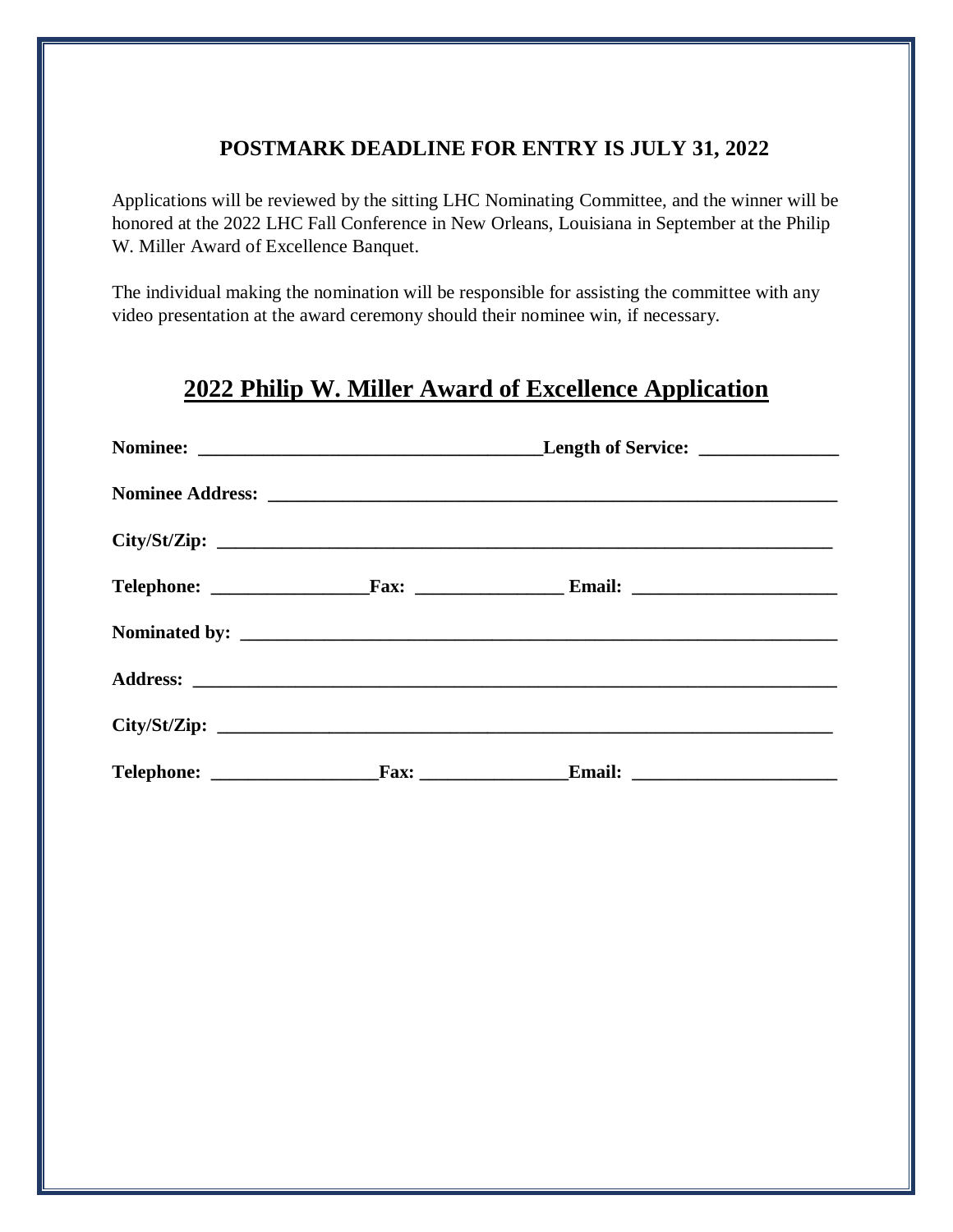**POSTMARK DEADLINE FOR ENTRY IS JULY 31, 2022**

Applications will be reviewed by the sitting LHC Nominating Committee, and the winner will be honored at the 2022 LHC Fall Conference in New Orleans, Louisiana in September at the Philip W. Miller Award of Excellence Banquet.

The individual making the nomination will be responsible for assisting the committee with any video presentation at the award ceremony should their nominee win, if necessary.

## 2022 Philip W. Miller Award of Excellence Application

**Nominee:** ____________________________________**Length of Service:** _______________

**Nominee Address:** _______________________________________________________________

**City/St/Zip:** ___________________________________________________________________

**Telephone:** _________________**Fax:** ________________ **Email:** ______________________

**Nominated by:** _________________________________________________________________

**Address:** ______________________________________________________________________

**City/St/Zip:** ___________________________________________________________________

**Telephone:** __________________**Fax:** ________________**Email:** ______________________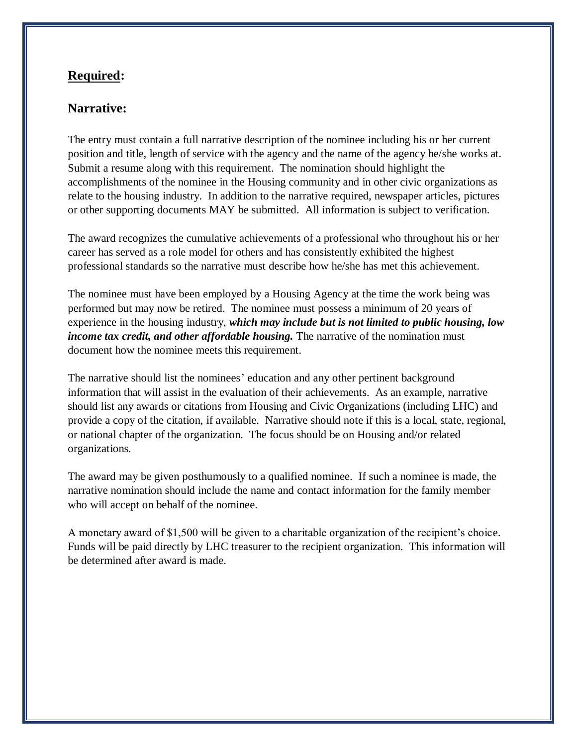## <u>Required</u>:

## Narrative:

The entry must contain a full narrative description of the nominee including his or her current position and title, length of service with the agency and the name of the agency he/she works at. Submit a resume along with this requirement. The nomination should highlight the accomplishments of the nominee in the Housing community and in other civic organizations as relate to the housing industry. In addition to the narrative required, newspaper articles, pictures or other supporting documents MAY be submitted. All information is subject to verification.

The award recognizes the cumulative achievements of a professional who throughout his or her career has served as a role model for others and has consistently exhibited the highest professional standards so the narrative must describe how he/she has met this achievement.

The nominee must have been employed by a Housing Agency at the time the work being was performed but may now be retired. The nominee must possess a minimum of 20 years of experience in the housing industry, ***which may include but is not limited to public housing, low income tax credit, and other affordable housing.*** The narrative of the nomination must document how the nominee meets this requirement.

The narrative should list the nominees' education and any other pertinent background information that will assist in the evaluation of their achievements. As an example, narrative should list any awards or citations from Housing and Civic Organizations (including LHC) and provide a copy of the citation, if available. Narrative should note if this is a local, state, regional, or national chapter of the organization. The focus should be on Housing and/or related organizations.

The award may be given posthumously to a qualified nominee. If such a nominee is made, the narrative nomination should include the name and contact information for the family member who will accept on behalf of the nominee.

A monetary award of $1,500 will be given to a charitable organization of the recipient's choice. Funds will be paid directly by LHC treasurer to the recipient organization. This information will be determined after award is made.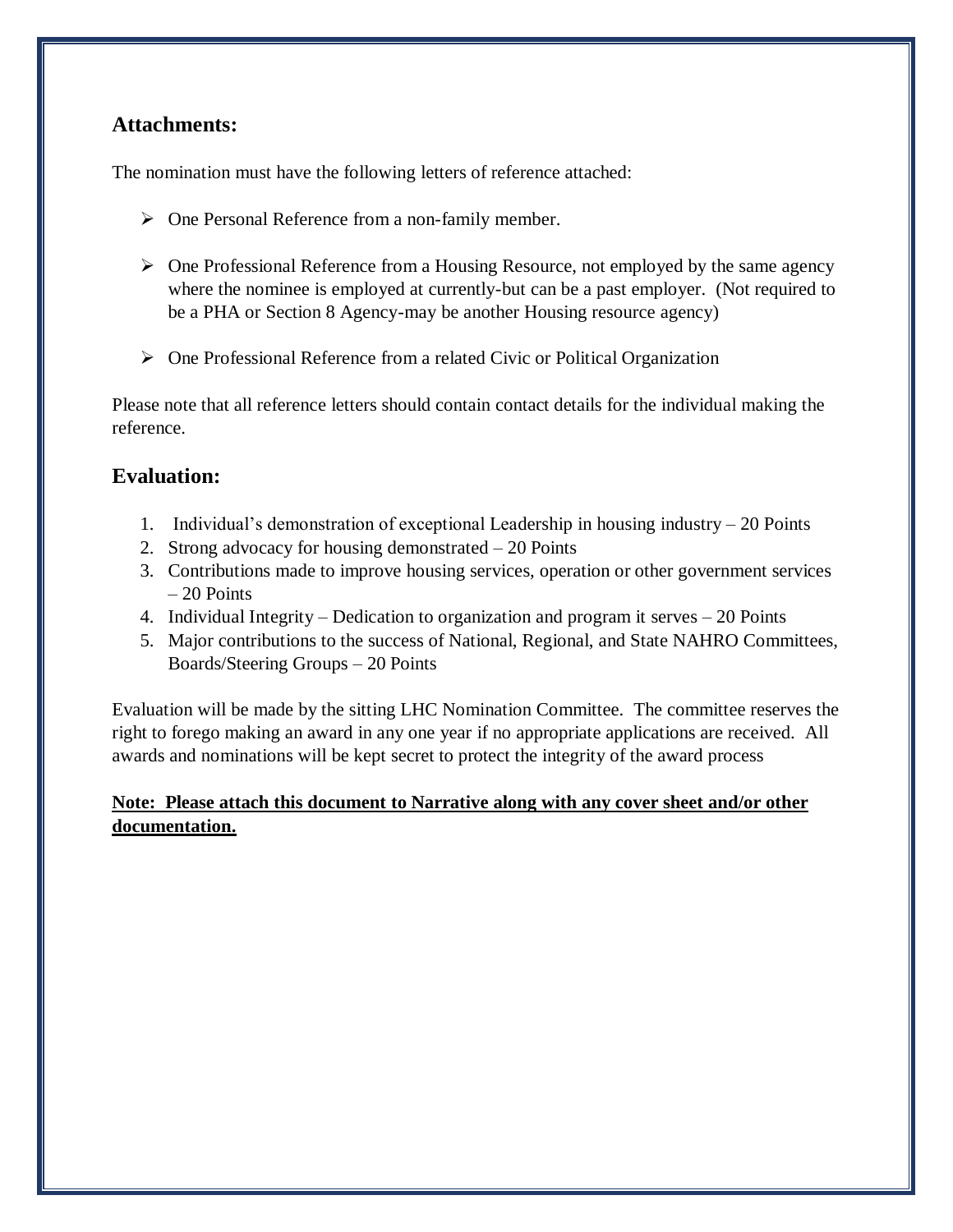## Attachments:

The nomination must have the following letters of reference attached:

- One Personal Reference from a non-family member.
- One Professional Reference from a Housing Resource, not employed by the same agency where the nominee is employed at currently-but can be a past employer. (Not required to be a PHA or Section 8 Agency-may be another Housing resource agency)
- One Professional Reference from a related Civic or Political Organization

Please note that all reference letters should contain contact details for the individual making the reference.

## Evaluation:

1. Individual's demonstration of exceptional Leadership in housing industry – 20 Points
2. Strong advocacy for housing demonstrated – 20 Points
3. Contributions made to improve housing services, operation or other government services – 20 Points
4. Individual Integrity – Dedication to organization and program it serves – 20 Points
5. Major contributions to the success of National, Regional, and State NAHRO Committees, Boards/Steering Groups – 20 Points

Evaluation will be made by the sitting LHC Nomination Committee. The committee reserves the right to forego making an award in any one year if no appropriate applications are received. All awards and nominations will be kept secret to protect the integrity of the award process

**Note: Please attach this document to Narrative along with any cover sheet and/or other documentation.**